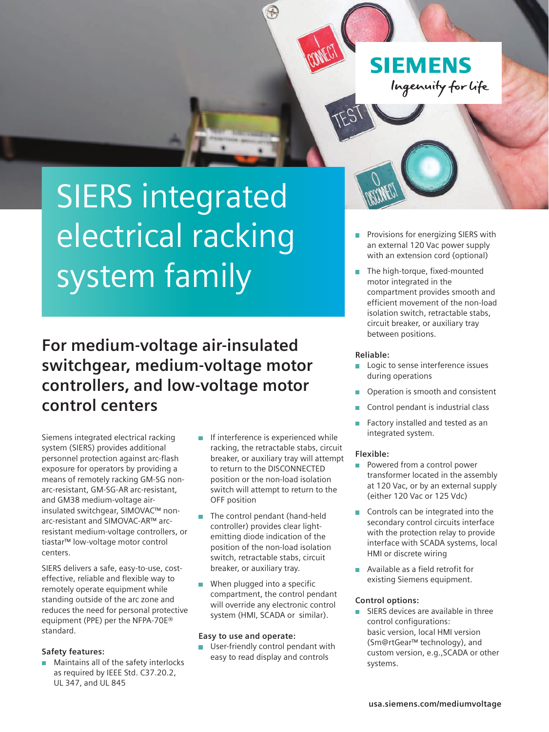# SIERS integrated electrical racking system family

## For medium-voltage air-insulated switchgear, medium-voltage motor controllers, and low-voltage motor control centers

Siemens integrated electrical racking system (SIERS) provides additional personnel protection against arc-flash exposure for operators by providing a means of remotely racking GM-SG non-arc-resistant, GM-SG-AR arc-resistant, and GM38 medium-voltage air-insulated switchgear, SIMOVAC™ non-arc-resistant and SIMOVAC-AR™ arc-resistant medium-voltage controllers, or tiastar™ low-voltage motor control centers.

SIERS delivers a safe, easy-to-use, cost-effective, reliable and flexible way to remotely operate equipment while standing outside of the arc zone and reduces the need for personal protective equipment (PPE) per the NFPA-70E® standard.

**Safety features:**

- Maintains all of the safety interlocks as required by IEEE Std. C37.20.2, UL 347, and UL 845
- If interference is experienced while racking, the retractable stabs, circuit breaker, or auxiliary tray will attempt to return to the DISCONNECTED position or the non-load isolation switch will attempt to return to the OFF position
- The control pendant (hand-held controller) provides clear light-emitting diode indication of the position of the non-load isolation switch, retractable stabs, circuit breaker, or auxiliary tray.
- When plugged into a specific compartment, the control pendant will override any electronic control system (HMI, SCADA or similar).

**Easy to use and operate:**

- User-friendly control pendant with easy to read display and controls
- Provisions for energizing SIERS with an external 120 Vac power supply with an extension cord (optional)
- The high-torque, fixed-mounted motor integrated in the compartment provides smooth and efficient movement of the non-load isolation switch, retractable stabs, circuit breaker, or auxiliary tray between positions.

**Reliable:**

- Logic to sense interference issues during operations
- Operation is smooth and consistent
- Control pendant is industrial class
- Factory installed and tested as an integrated system.

**Flexible:**

- Powered from a control power transformer located in the assembly at 120 Vac, or by an external supply (either 120 Vac or 125 Vdc)
- Controls can be integrated into the secondary control circuits interface with the protection relay to provide interface with SCADA systems, local HMI or discrete wiring
- Available as a field retrofit for existing Siemens equipment.

**Control options:**

- SIERS devices are available in three control configurations: basic version, local HMI version (Sm@rtGear™ technology), and custom version, e.g.,SCADA or other systems.

usa.siemens.com/mediumvoltage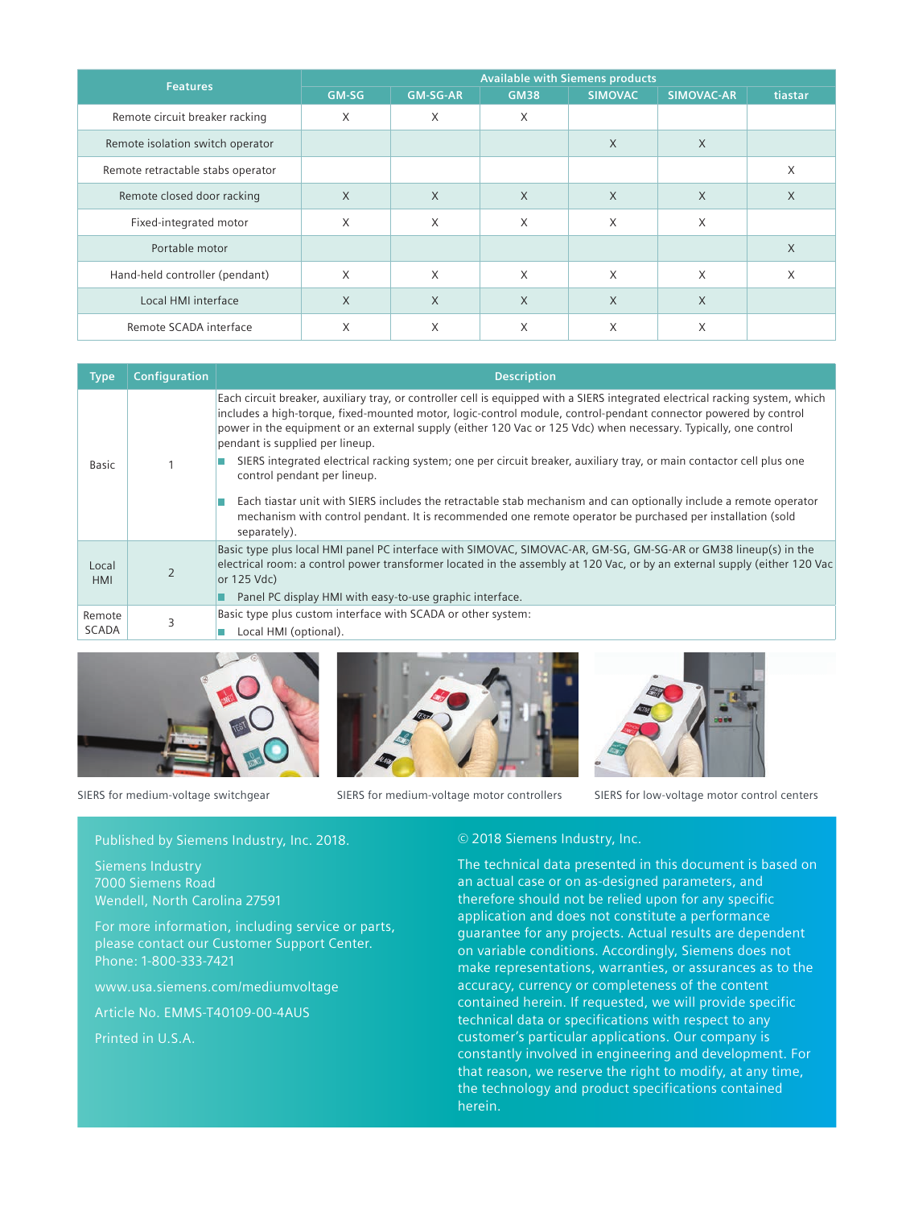| Features | Available with Siemens products | | | | | |
|---|---|---|---|---|---|---|
| | GM-SG | GM-SG-AR | GM38 | SIMOVAC | SIMOVAC-AR | tiastar |
| Remote circuit breaker racking | X | X | X | | | |
| Remote isolation switch operator | | | | X | X | |
| Remote retractable stabs operator | | | | | | X |
| Remote closed door racking | X | X | X | X | X | X |
| Fixed-integrated motor | X | X | X | X | X | |
| Portable motor | | | | | | X |
| Hand-held controller (pendant) | X | X | X | X | X | X |
| Local HMI interface | X | X | X | X | X | |
| Remote SCADA interface | X | X | X | X | X | |

| Type | Configuration | Description |
|---|---|---|
| Basic | 1 | Each circuit breaker, auxiliary tray, or controller cell is equipped with a SIERS integrated electrical racking system, which includes a high-torque, fixed-mounted motor, logic-control module, control-pendant connector powered by control power in the equipment or an external supply (either 120 Vac or 125 Vdc) when necessary. Typically, one control pendant is supplied per lineup.<br>■ SIERS integrated electrical racking system; one per circuit breaker, auxiliary tray, or main contactor cell plus one control pendant per lineup.<br>■ Each tiastar unit with SIERS includes the retractable stab mechanism and can optionally include a remote operator mechanism with control pendant. It is recommended one remote operator be purchased per installation (sold separately). |
| Local HMI | 2 | Basic type plus local HMI panel PC interface with SIMOVAC, SIMOVAC-AR, GM-SG, GM-SG-AR or GM38 lineup(s) in the electrical room: a control power transformer located in the assembly at 120 Vac, or by an external supply (either 120 Vac or 125 Vdc)<br>■ Panel PC display HMI with easy-to-use graphic interface. |
| Remote SCADA | 3 | Basic type plus custom interface with SCADA or other system:<br>■ Local HMI (optional). |

SIERS for medium-voltage switchgear

SIERS for medium-voltage motor controllers

SIERS for low-voltage motor control centers

Published by Siemens Industry, Inc. 2018.

Siemens Industry
7000 Siemens Road
Wendell, North Carolina 27591

For more information, including service or parts, please contact our Customer Support Center.
Phone: 1-800-333-7421

www.usa.siemens.com/mediumvoltage

Article No. EMMS-T40109-00-4AUS

Printed in U.S.A.

© 2018 Siemens Industry, Inc.

The technical data presented in this document is based on an actual case or on as-designed parameters, and therefore should not be relied upon for any specific application and does not constitute a performance guarantee for any projects. Actual results are dependent on variable conditions. Accordingly, Siemens does not make representations, warranties, or assurances as to the accuracy, currency or completeness of the content contained herein. If requested, we will provide specific technical data or specifications with respect to any customer's particular applications. Our company is constantly involved in engineering and development. For that reason, we reserve the right to modify, at any time, the technology and product specifications contained herein.